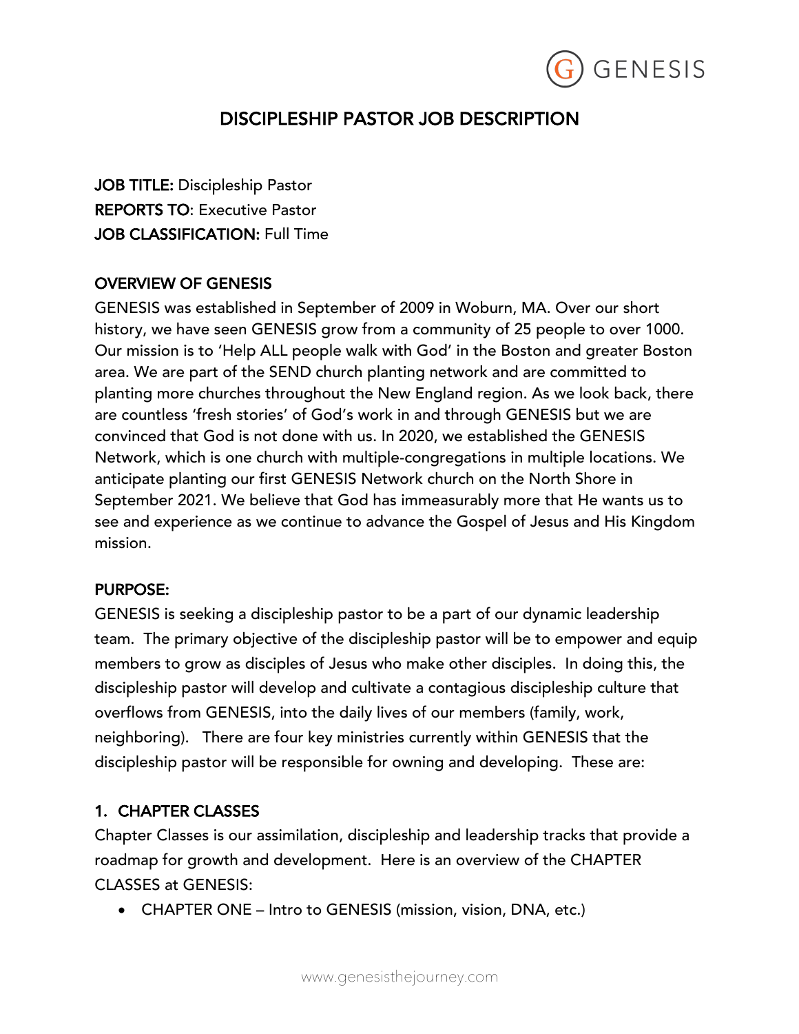# DISCIPLESHIP PASTOR JOB DESCRIPTION

**JOB TITLE:** Discipleship Pastor
**REPORTS TO**: Executive Pastor
**JOB CLASSIFICATION:** Full Time

## OVERVIEW OF GENESIS

GENESIS was established in September of 2009 in Woburn, MA. Over our short history, we have seen GENESIS grow from a community of 25 people to over 1000. Our mission is to 'Help ALL people walk with God' in the Boston and greater Boston area. We are part of the SEND church planting network and are committed to planting more churches throughout the New England region. As we look back, there are countless 'fresh stories' of God's work in and through GENESIS but we are convinced that God is not done with us. In 2020, we established the GENESIS Network, which is one church with multiple-congregations in multiple locations. We anticipate planting our first GENESIS Network church on the North Shore in September 2021. We believe that God has immeasurably more that He wants us to see and experience as we continue to advance the Gospel of Jesus and His Kingdom mission.

## PURPOSE:

GENESIS is seeking a discipleship pastor to be a part of our dynamic leadership team. The primary objective of the discipleship pastor will be to empower and equip members to grow as disciples of Jesus who make other disciples. In doing this, the discipleship pastor will develop and cultivate a contagious discipleship culture that overflows from GENESIS, into the daily lives of our members (family, work, neighboring). There are four key ministries currently within GENESIS that the discipleship pastor will be responsible for owning and developing. These are:

## 1. CHAPTER CLASSES

Chapter Classes is our assimilation, discipleship and leadership tracks that provide a roadmap for growth and development. Here is an overview of the CHAPTER CLASSES at GENESIS:

- CHAPTER ONE – Intro to GENESIS (mission, vision, DNA, etc.)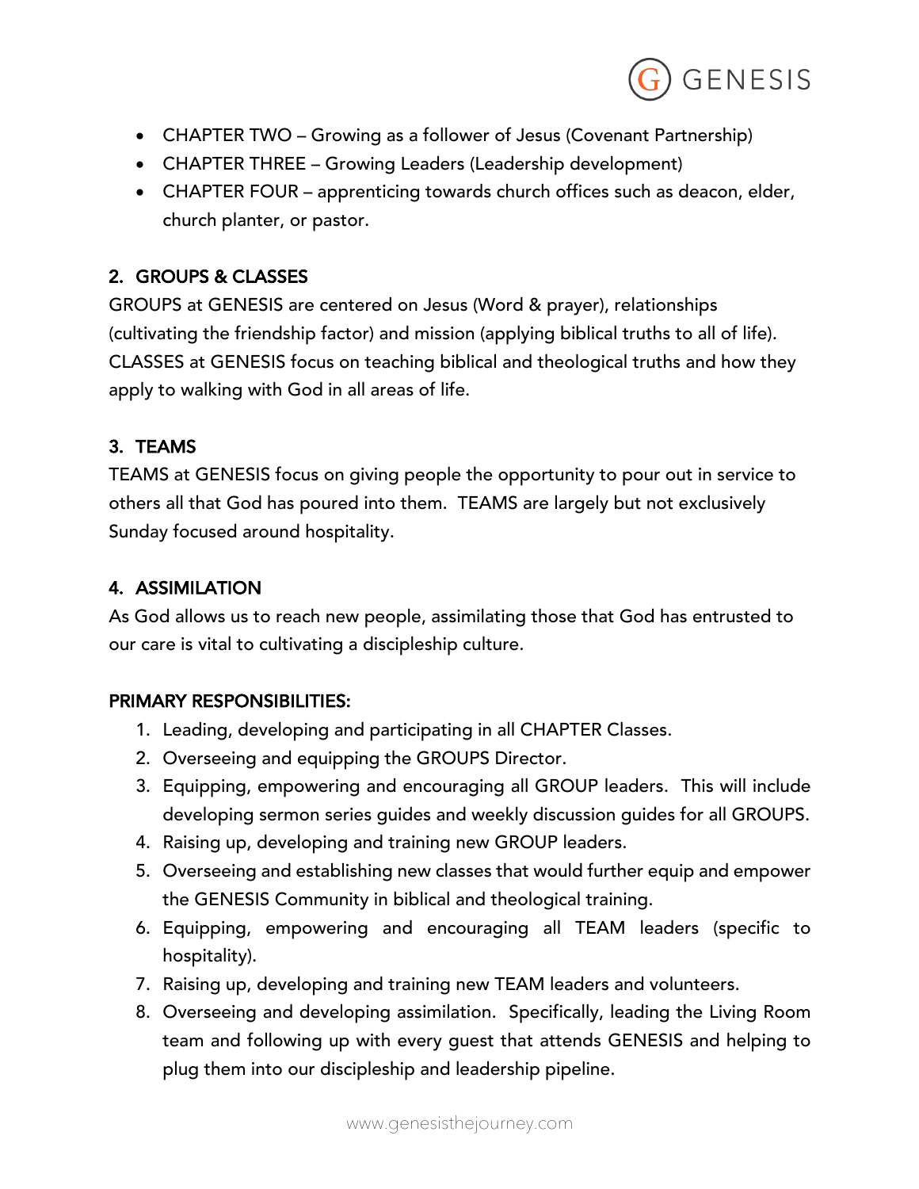- CHAPTER TWO – Growing as a follower of Jesus (Covenant Partnership)
- CHAPTER THREE – Growing Leaders (Leadership development)
- CHAPTER FOUR – apprenticing towards church offices such as deacon, elder, church planter, or pastor.

## 2. GROUPS & CLASSES

GROUPS at GENESIS are centered on Jesus (Word & prayer), relationships (cultivating the friendship factor) and mission (applying biblical truths to all of life). CLASSES at GENESIS focus on teaching biblical and theological truths and how they apply to walking with God in all areas of life.

## 3. TEAMS

TEAMS at GENESIS focus on giving people the opportunity to pour out in service to others all that God has poured into them. TEAMS are largely but not exclusively Sunday focused around hospitality.

## 4. ASSIMILATION

As God allows us to reach new people, assimilating those that God has entrusted to our care is vital to cultivating a discipleship culture.

## PRIMARY RESPONSIBILITIES:

1. Leading, developing and participating in all CHAPTER Classes.
2. Overseeing and equipping the GROUPS Director.
3. Equipping, empowering and encouraging all GROUP leaders. This will include developing sermon series guides and weekly discussion guides for all GROUPS.
4. Raising up, developing and training new GROUP leaders.
5. Overseeing and establishing new classes that would further equip and empower the GENESIS Community in biblical and theological training.
6. Equipping, empowering and encouraging all TEAM leaders (specific to hospitality).
7. Raising up, developing and training new TEAM leaders and volunteers.
8. Overseeing and developing assimilation. Specifically, leading the Living Room team and following up with every guest that attends GENESIS and helping to plug them into our discipleship and leadership pipeline.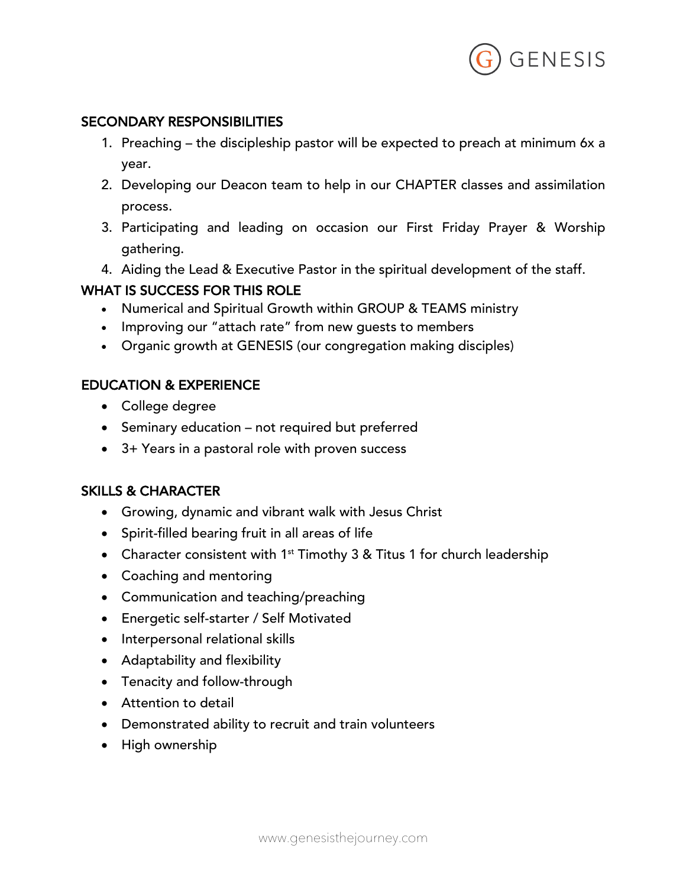## SECONDARY RESPONSIBILITIES

1. Preaching – the discipleship pastor will be expected to preach at minimum 6x a year.
2. Developing our Deacon team to help in our CHAPTER classes and assimilation process.
3. Participating and leading on occasion our First Friday Prayer & Worship gathering.
4. Aiding the Lead & Executive Pastor in the spiritual development of the staff.

## WHAT IS SUCCESS FOR THIS ROLE

- Numerical and Spiritual Growth within GROUP & TEAMS ministry
- Improving our "attach rate" from new guests to members
- Organic growth at GENESIS (our congregation making disciples)

## EDUCATION & EXPERIENCE

- College degree
- Seminary education – not required but preferred
- 3+ Years in a pastoral role with proven success

## SKILLS & CHARACTER

- Growing, dynamic and vibrant walk with Jesus Christ
- Spirit-filled bearing fruit in all areas of life
- Character consistent with 1st Timothy 3 & Titus 1 for church leadership
- Coaching and mentoring
- Communication and teaching/preaching
- Energetic self-starter / Self Motivated
- Interpersonal relational skills
- Adaptability and flexibility
- Tenacity and follow-through
- Attention to detail
- Demonstrated ability to recruit and train volunteers
- High ownership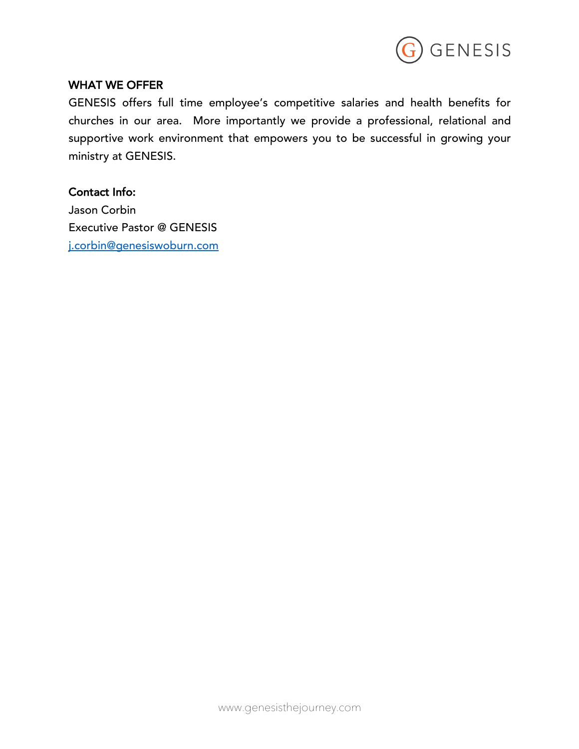## WHAT WE OFFER

GENESIS offers full time employee's competitive salaries and health benefits for churches in our area. More importantly we provide a professional, relational and supportive work environment that empowers you to be successful in growing your ministry at GENESIS.

**Contact Info:**

Jason Corbin
Executive Pastor @ GENESIS
j.corbin@genesiswoburn.com